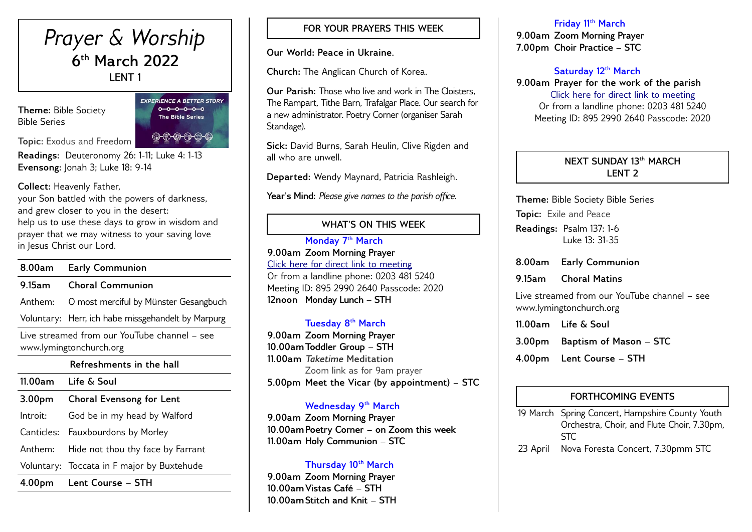# *Prayer & Worship*

## 6th March 2022

**LENT 1**

**Theme:** Bible Society Bible Series

**Topic:** Exodus and Freedom

**Readings:** Deuteronomy 26: 1-11; Luke 4: 1-13
**Evensong:** Jonah 3; Luke 18: 9-14

**Collect:** Heavenly Father,
your Son battled with the powers of darkness,
and grew closer to you in the desert:
help us to use these days to grow in wisdom and prayer that we may witness to your saving love in Jesus Christ our Lord.

| | |
|---|---|
| **8.00am** | **Early Communion** |
| **9.15am** | **Choral Communion** |
| Anthem: | O most merciful by Münster Gesangbuch |
| Voluntary: | Herr, ich habe missgehandelt by Marpurg |
| Live streamed from our YouTube channel – see www.lymingtonchurch.org | |
| **Refreshments in the hall** | |
| **11.00am** | **Life & Soul** |
| **3.00pm** | **Choral Evensong for Lent** |
| Introit: | God be in my head by Walford |
| Canticles: | Fauxbourdons by Morley |
| Anthem: | Hide not thou thy face by Farrant |
| Voluntary: | Toccata in F major by Buxtehude |
| **4.00pm** | **Lent Course – STH** |

## FOR YOUR PRAYERS THIS WEEK

**Our World: Peace in Ukraine.**

**Church:** The Anglican Church of Korea.

**Our Parish:** Those who live and work in The Cloisters, The Rampart, Tithe Barn, Trafalgar Place. Our search for a new administrator. Poetry Corner (organiser Sarah Standage).

**Sick:** David Burns, Sarah Heulin, Clive Rigden and all who are unwell.

**Departed:** Wendy Maynard, Patricia Rashleigh.

**Year's Mind:** *Please give names to the parish office.*

## WHAT'S ON THIS WEEK

**Monday 7th March**
**9.00am Zoom Morning Prayer**
Click here for direct link to meeting
Or from a landline phone: 0203 481 5240
Meeting ID: 895 2990 2640 Passcode: 2020
**12noon Monday Lunch – STH**

**Tuesday 8th March**
**9.00am Zoom Morning Prayer**
**10.00am Toddler Group – STH**
**11.00am *Taketime* Meditation**
Zoom link as for 9am prayer
**5.00pm Meet the Vicar (by appointment) – STC**

**Wednesday 9th March**
**9.00am Zoom Morning Prayer**
**10.00am Poetry Corner – on Zoom this week**
**11.00am Holy Communion – STC**

**Thursday 10th March**
**9.00am Zoom Morning Prayer**
**10.00am Vistas Café – STH**
**10.00am Stitch and Knit – STH**

**Friday 11th March**
**9.00am Zoom Morning Prayer**
**7.00pm Choir Practice – STC**

**Saturday 12th March**
**9.00am Prayer for the work of the parish**
Click here for direct link to meeting
Or from a landline phone: 0203 481 5240
Meeting ID: 895 2990 2640 Passcode: 2020

## NEXT SUNDAY 13th MARCH
**LENT 2**

**Theme:** Bible Society Bible Series

**Topic:** Exile and Peace

**Readings:** Psalm 137: 1-6
Luke 13: 31-35

**8.00am Early Communion**

**9.15am Choral Matins**

Live streamed from our YouTube channel – see www.lymingtonchurch.org

**11.00am Life & Soul**

**3.00pm Baptism of Mason – STC**

**4.00pm Lent Course – STH**

## FORTHCOMING EVENTS

| | |
|---|---|
| 19 March | Spring Concert, Hampshire County Youth Orchestra, Choir, and Flute Choir, 7.30pm, STC |
| 23 April | Nova Foresta Concert, 7.30pmm STC |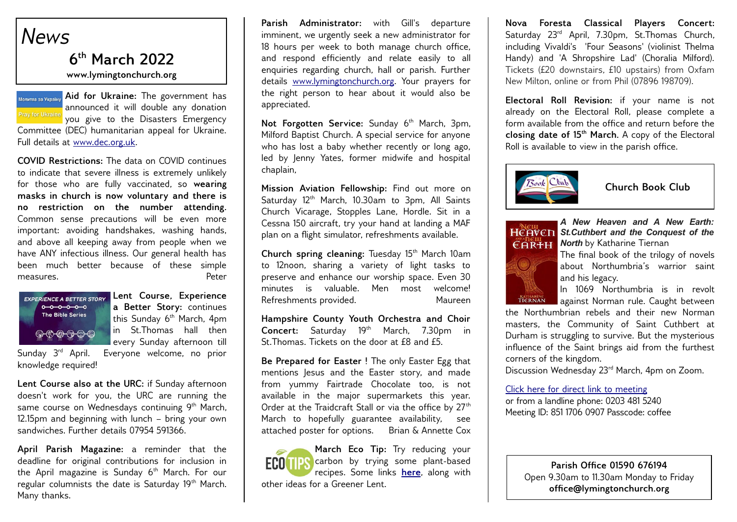# News

## 6th March 2022

**www.lymingtonchurch.org**

Молитва за Україну

Pray for Ukraine

**Aid for Ukraine:** The government has announced it will double any donation you give to the Disasters Emergency Committee (DEC) humanitarian appeal for Ukraine. Full details at www.dec.org.uk.

**COVID Restrictions:** The data on COVID continues to indicate that severe illness is extremely unlikely for those who are fully vaccinated, so **wearing masks in church is now voluntary and there is no restriction on the number attending.** Common sense precautions will be even more important: avoiding handshakes, washing hands, and above all keeping away from people when we have ANY infectious illness. Our general health has been much better because of these simple measures. Peter

EXPERIENCE A BETTER STORY

The Bible Series

**Lent Course, Experience a Better Story:** continues this Sunday 6th March, 4pm in St.Thomas hall then every Sunday afternoon till Sunday 3rd April. Everyone welcome, no prior knowledge required!

**Lent Course also at the URC:** if Sunday afternoon doesn't work for you, the URC are running the same course on Wednesdays continuing 9th March, 12.15pm and beginning with lunch – bring your own sandwiches. Further details 07954 591366.

**April Parish Magazine:** a reminder that the deadline for original contributions for inclusion in the April magazine is Sunday 6th March. For our regular columnists the date is Saturday 19th March. Many thanks.

**Parish Administrator:** with Gill's departure imminent, we urgently seek a new administrator for 18 hours per week to both manage church office, and respond efficiently and relate easily to all enquiries regarding church, hall or parish. Further details www.lymingtonchurch.org. Your prayers for the right person to hear about it would also be appreciated.

**Not Forgotten Service:** Sunday 6th March, 3pm, Milford Baptist Church. A special service for anyone who has lost a baby whether recently or long ago, led by Jenny Yates, former midwife and hospital chaplain,

**Mission Aviation Fellowship:** Find out more on Saturday 12th March, 10.30am to 3pm, All Saints Church Vicarage, Stopples Lane, Hordle. Sit in a Cessna 150 aircraft, try your hand at landing a MAF plane on a flight simulator, refreshments available.

**Church spring cleaning:** Tuesday 15th March 10am to 12noon, sharing a variety of light tasks to preserve and enhance our worship space. Even 30 minutes is valuable. Men most welcome! Refreshments provided. Maureen

**Hampshire County Youth Orchestra and Choir Concert:** Saturday 19th March, 7.30pm in St.Thomas. Tickets on the door at £8 and £5.

**Be Prepared for Easter !** The only Easter Egg that mentions Jesus and the Easter story, and made from yummy Fairtrade Chocolate too, is not available in the major supermarkets this year. Order at the Traidcraft Stall or via the office by 27th March to hopefully guarantee availability, see attached poster for options. Brian & Annette Cox

ECO TIPS

**March Eco Tip:** Try reducing your carbon by trying some plant-based recipes. Some links **here**, along with other ideas for a Greener Lent.

**Nova Foresta Classical Players Concert:** Saturday 23rd April, 7.30pm, St.Thomas Church, including Vivaldi's 'Four Seasons' (violinist Thelma Handy) and 'A Shropshire Lad' (Choralia Milford). Tickets (£20 downstairs, £10 upstairs) from Oxfam New Milton, online or from Phil (07896 198709).

**Electoral Roll Revision:** if your name is not already on the Electoral Roll, please complete a form available from the office and return before the **closing date of 15th March.** A copy of the Electoral Roll is available to view in the parish office.

### Church Book Club

***A New Heaven and A New Earth: St.Cuthbert and the Conquest of the North*** by Katharine Tiernan

The final book of the trilogy of novels about Northumbria's warrior saint and his legacy.

In 1069 Northumbria is in revolt against Norman rule. Caught between the Northumbrian rebels and their new Norman masters, the Community of Saint Cuthbert at Durham is struggling to survive. But the mysterious influence of the Saint brings aid from the furthest corners of the kingdom.

Discussion Wednesday 23rd March, 4pm on Zoom.

Click here for direct link to meeting
or from a landline phone: 0203 481 5240
Meeting ID: 851 1706 0907 Passcode: coffee

**Parish Office 01590 676194**
Open 9.30am to 11.30am Monday to Friday
**office@lymingtonchurch.org**